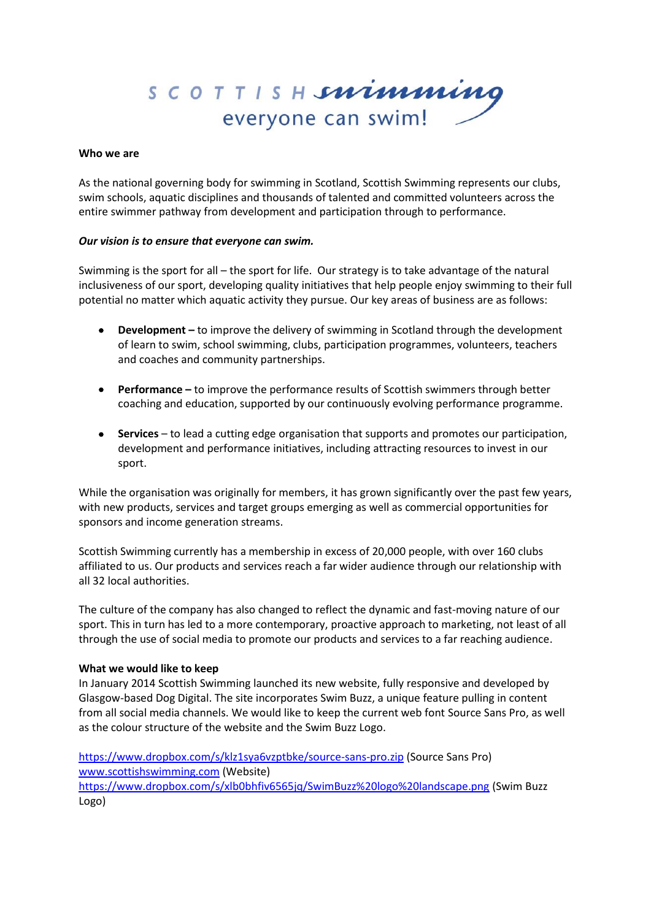SCOTTISH swimming
everyone can swim!

**Who we are**

As the national governing body for swimming in Scotland, Scottish Swimming represents our clubs, swim schools, aquatic disciplines and thousands of talented and committed volunteers across the entire swimmer pathway from development and participation through to performance.

***Our vision is to ensure that everyone can swim.***

Swimming is the sport for all – the sport for life. Our strategy is to take advantage of the natural inclusiveness of our sport, developing quality initiatives that help people enjoy swimming to their full potential no matter which aquatic activity they pursue. Our key areas of business are as follows:

- **Development –** to improve the delivery of swimming in Scotland through the development of learn to swim, school swimming, clubs, participation programmes, volunteers, teachers and coaches and community partnerships.
- **Performance –** to improve the performance results of Scottish swimmers through better coaching and education, supported by our continuously evolving performance programme.
- **Services** – to lead a cutting edge organisation that supports and promotes our participation, development and performance initiatives, including attracting resources to invest in our sport.

While the organisation was originally for members, it has grown significantly over the past few years, with new products, services and target groups emerging as well as commercial opportunities for sponsors and income generation streams.

Scottish Swimming currently has a membership in excess of 20,000 people, with over 160 clubs affiliated to us. Our products and services reach a far wider audience through our relationship with all 32 local authorities.

The culture of the company has also changed to reflect the dynamic and fast-moving nature of our sport. This in turn has led to a more contemporary, proactive approach to marketing, not least of all through the use of social media to promote our products and services to a far reaching audience.

**What we would like to keep**

In January 2014 Scottish Swimming launched its new website, fully responsive and developed by Glasgow-based Dog Digital. The site incorporates Swim Buzz, a unique feature pulling in content from all social media channels. We would like to keep the current web font Source Sans Pro, as well as the colour structure of the website and the Swim Buzz Logo.

https://www.dropbox.com/s/klz1sya6vzptbke/source-sans-pro.zip (Source Sans Pro)
www.scottishswimming.com (Website)
https://www.dropbox.com/s/xlb0bhfiv6565jq/SwimBuzz%20logo%20landscape.png (Swim Buzz Logo)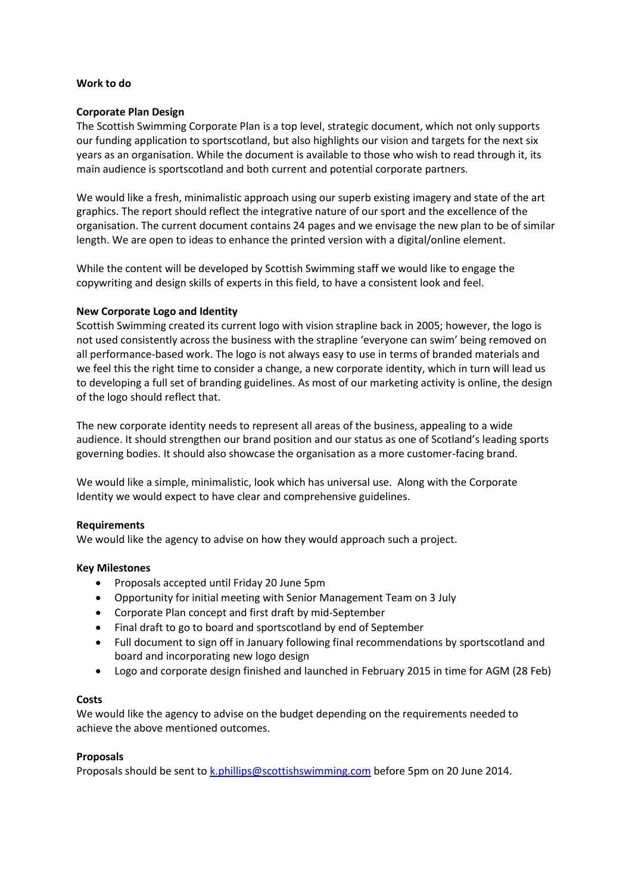**Work to do**

**Corporate Plan Design**

The Scottish Swimming Corporate Plan is a top level, strategic document, which not only supports our funding application to sportscotland, but also highlights our vision and targets for the next six years as an organisation. While the document is available to those who wish to read through it, its main audience is sportscotland and both current and potential corporate partners.

We would like a fresh, minimalistic approach using our superb existing imagery and state of the art graphics. The report should reflect the integrative nature of our sport and the excellence of the organisation. The current document contains 24 pages and we envisage the new plan to be of similar length. We are open to ideas to enhance the printed version with a digital/online element.

While the content will be developed by Scottish Swimming staff we would like to engage the copywriting and design skills of experts in this field, to have a consistent look and feel.

**New Corporate Logo and Identity**

Scottish Swimming created its current logo with vision strapline back in 2005; however, the logo is not used consistently across the business with the strapline 'everyone can swim' being removed on all performance-based work. The logo is not always easy to use in terms of branded materials and we feel this the right time to consider a change, a new corporate identity, which in turn will lead us to developing a full set of branding guidelines. As most of our marketing activity is online, the design of the logo should reflect that.

The new corporate identity needs to represent all areas of the business, appealing to a wide audience. It should strengthen our brand position and our status as one of Scotland's leading sports governing bodies. It should also showcase the organisation as a more customer-facing brand.

We would like a simple, minimalistic, look which has universal use. Along with the Corporate Identity we would expect to have clear and comprehensive guidelines.

**Requirements**

We would like the agency to advise on how they would approach such a project.

**Key Milestones**

- Proposals accepted until Friday 20 June 5pm
- Opportunity for initial meeting with Senior Management Team on 3 July
- Corporate Plan concept and first draft by mid-September
- Final draft to go to board and sportscotland by end of September
- Full document to sign off in January following final recommendations by sportscotland and board and incorporating new logo design
- Logo and corporate design finished and launched in February 2015 in time for AGM (28 Feb)

**Costs**

We would like the agency to advise on the budget depending on the requirements needed to achieve the above mentioned outcomes.

**Proposals**

Proposals should be sent to k.phillips@scottishswimming.com before 5pm on 20 June 2014.